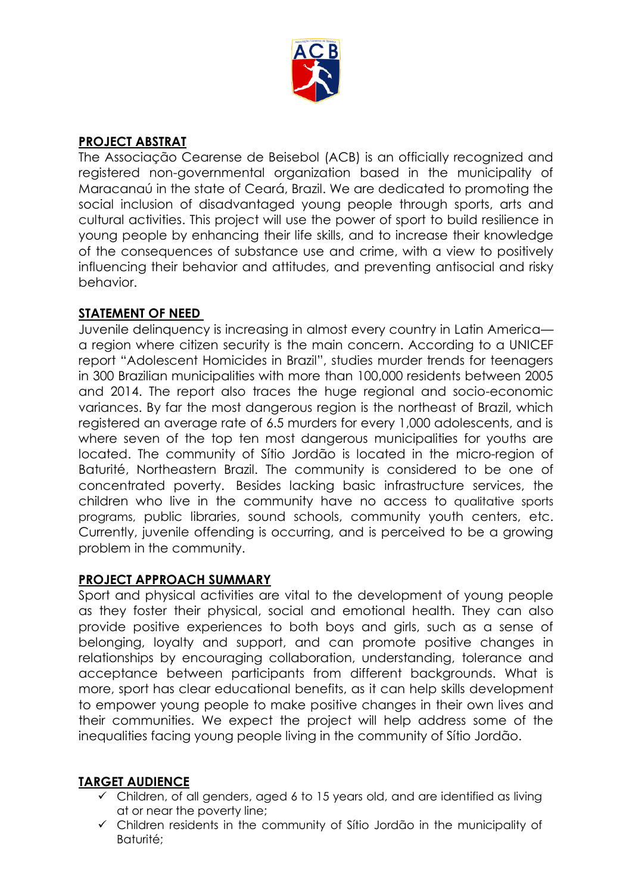## PROJECT ABSTRAT

The Associação Cearense de Beisebol (ACB) is an officially recognized and registered non-governmental organization based in the municipality of Maracanaú in the state of Ceará, Brazil. We are dedicated to promoting the social inclusion of disadvantaged young people through sports, arts and cultural activities. This project will use the power of sport to build resilience in young people by enhancing their life skills, and to increase their knowledge of the consequences of substance use and crime, with a view to positively influencing their behavior and attitudes, and preventing antisocial and risky behavior.

## STATEMENT OF NEED

Juvenile delinquency is increasing in almost every country in Latin America—a region where citizen security is the main concern. According to a UNICEF report "Adolescent Homicides in Brazil", studies murder trends for teenagers in 300 Brazilian municipalities with more than 100,000 residents between 2005 and 2014. The report also traces the huge regional and socio-economic variances. By far the most dangerous region is the northeast of Brazil, which registered an average rate of 6.5 murders for every 1,000 adolescents, and is where seven of the top ten most dangerous municipalities for youths are located. The community of Sítio Jordão is located in the micro-region of Baturité, Northeastern Brazil. The community is considered to be one of concentrated poverty. Besides lacking basic infrastructure services, the children who live in the community have no access to qualitative sports programs, public libraries, sound schools, community youth centers, etc. Currently, juvenile offending is occurring, and is perceived to be a growing problem in the community.

## PROJECT APPROACH SUMMARY

Sport and physical activities are vital to the development of young people as they foster their physical, social and emotional health. They can also provide positive experiences to both boys and girls, such as a sense of belonging, loyalty and support, and can promote positive changes in relationships by encouraging collaboration, understanding, tolerance and acceptance between participants from different backgrounds. What is more, sport has clear educational benefits, as it can help skills development to empower young people to make positive changes in their own lives and their communities. We expect the project will help address some of the inequalities facing young people living in the community of Sítio Jordão.

## TARGET AUDIENCE

- ✓ Children, of all genders, aged 6 to 15 years old, and are identified as living at or near the poverty line;
- ✓ Children residents in the community of Sítio Jordão in the municipality of Baturité;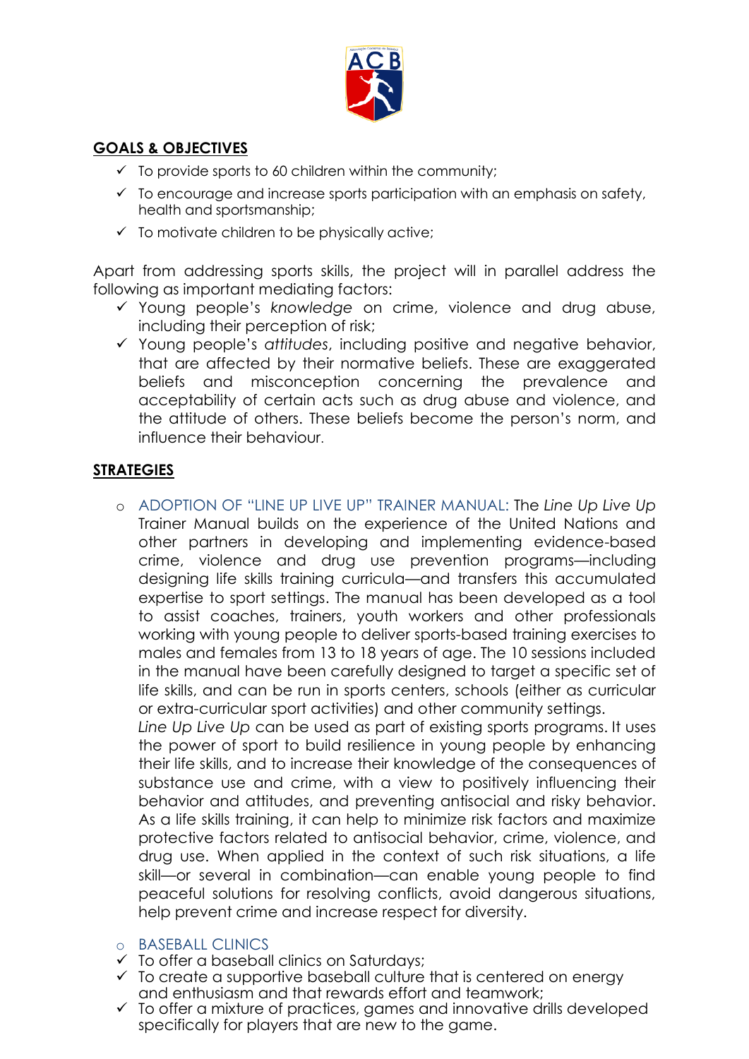## GOALS & OBJECTIVES

- ✓ To provide sports to 60 children within the community;
- ✓ To encourage and increase sports participation with an emphasis on safety, health and sportsmanship;
- ✓ To motivate children to be physically active;

Apart from addressing sports skills, the project will in parallel address the following as important mediating factors:

- ✓ Young people's *knowledge* on crime, violence and drug abuse, including their perception of risk;
- ✓ Young people's *attitudes*, including positive and negative behavior, that are affected by their normative beliefs. These are exaggerated beliefs and misconception concerning the prevalence and acceptability of certain acts such as drug abuse and violence, and the attitude of others. These beliefs become the person's norm, and influence their behaviour.

## STRATEGIES

- ADOPTION OF "LINE UP LIVE UP" TRAINER MANUAL: The *Line Up Live Up* Trainer Manual builds on the experience of the United Nations and other partners in developing and implementing evidence-based crime, violence and drug use prevention programs—including designing life skills training curricula—and transfers this accumulated expertise to sport settings. The manual has been developed as a tool to assist coaches, trainers, youth workers and other professionals working with young people to deliver sports-based training exercises to males and females from 13 to 18 years of age. The 10 sessions included in the manual have been carefully designed to target a specific set of life skills, and can be run in sports centers, schools (either as curricular or extra-curricular sport activities) and other community settings.

  *Line Up Live Up* can be used as part of existing sports programs. It uses the power of sport to build resilience in young people by enhancing their life skills, and to increase their knowledge of the consequences of substance use and crime, with a view to positively influencing their behavior and attitudes, and preventing antisocial and risky behavior. As a life skills training, it can help to minimize risk factors and maximize protective factors related to antisocial behavior, crime, violence, and drug use. When applied in the context of such risk situations, a life skill—or several in combination—can enable young people to find peaceful solutions for resolving conflicts, avoid dangerous situations, help prevent crime and increase respect for diversity.

- BASEBALL CLINICS

- ✓ To offer a baseball clinics on Saturdays;
- ✓ To create a supportive baseball culture that is centered on energy and enthusiasm and that rewards effort and teamwork;
- ✓ To offer a mixture of practices, games and innovative drills developed specifically for players that are new to the game.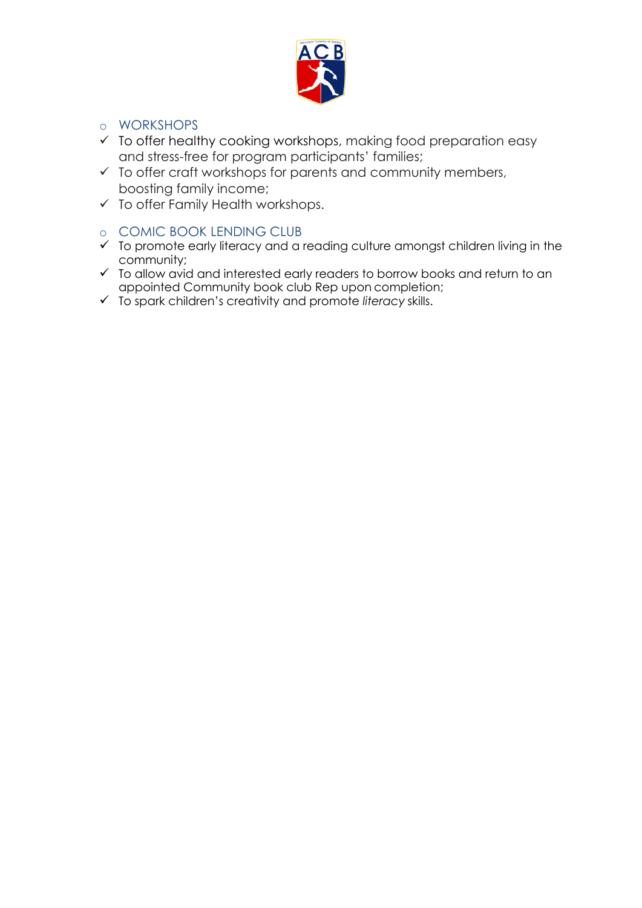- WORKSHOPS
  - To offer healthy cooking workshops, making food preparation easy and stress-free for program participants' families;
  - To offer craft workshops for parents and community members, boosting family income;
  - To offer Family Health workshops.

- COMIC BOOK LENDING CLUB
  - To promote early literacy and a reading culture amongst children living in the community;
  - To allow avid and interested early readers to borrow books and return to an appointed Community book club Rep upon completion;
  - To spark children's creativity and promote *literacy* skills.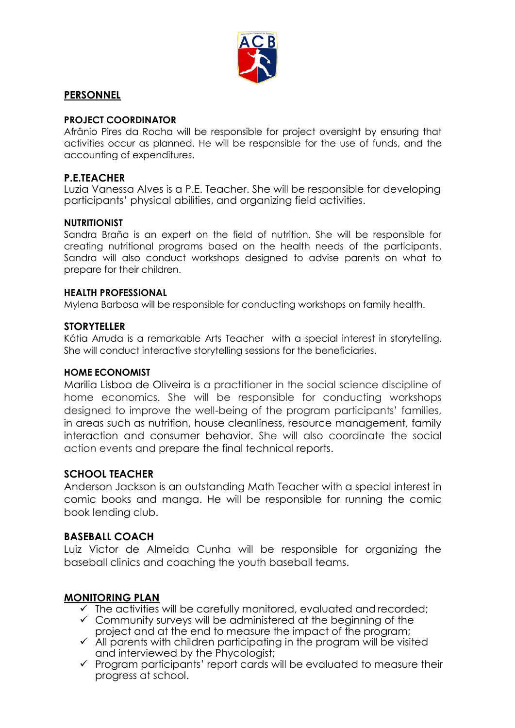## PERSONNEL

### PROJECT COORDINATOR

Afrânio Pires da Rocha will be responsible for project oversight by ensuring that activities occur as planned. He will be responsible for the use of funds, and the accounting of expenditures.

### P.E.TEACHER

Luzia Vanessa Alves is a P.E. Teacher. She will be responsible for developing participants' physical abilities, and organizing field activities.

### NUTRITIONIST

Sandra Braña is an expert on the field of nutrition. She will be responsible for creating nutritional programs based on the health needs of the participants. Sandra will also conduct workshops designed to advise parents on what to prepare for their children.

### HEALTH PROFESSIONAL

Mylena Barbosa will be responsible for conducting workshops on family health.

### STORYTELLER

Kátia Arruda is a remarkable Arts Teacher with a special interest in storytelling. She will conduct interactive storytelling sessions for the beneficiaries.

### HOME ECONOMIST

Marilia Lisboa de Oliveira is a practitioner in the social science discipline of home economics. She will be responsible for conducting workshops designed to improve the well-being of the program participants' families, in areas such as nutrition, house cleanliness, resource management, family interaction and consumer behavior. She will also coordinate the social action events and prepare the final technical reports.

### SCHOOL TEACHER

Anderson Jackson is an outstanding Math Teacher with a special interest in comic books and manga. He will be responsible for running the comic book lending club.

### BASEBALL COACH

Luiz Victor de Almeida Cunha will be responsible for organizing the baseball clinics and coaching the youth baseball teams.

## MONITORING PLAN

- ✓ The activities will be carefully monitored, evaluated and recorded;
- ✓ Community surveys will be administered at the beginning of the project and at the end to measure the impact of the program;
- ✓ All parents with children participating in the program will be visited and interviewed by the Phycologist;
- ✓ Program participants' report cards will be evaluated to measure their progress at school.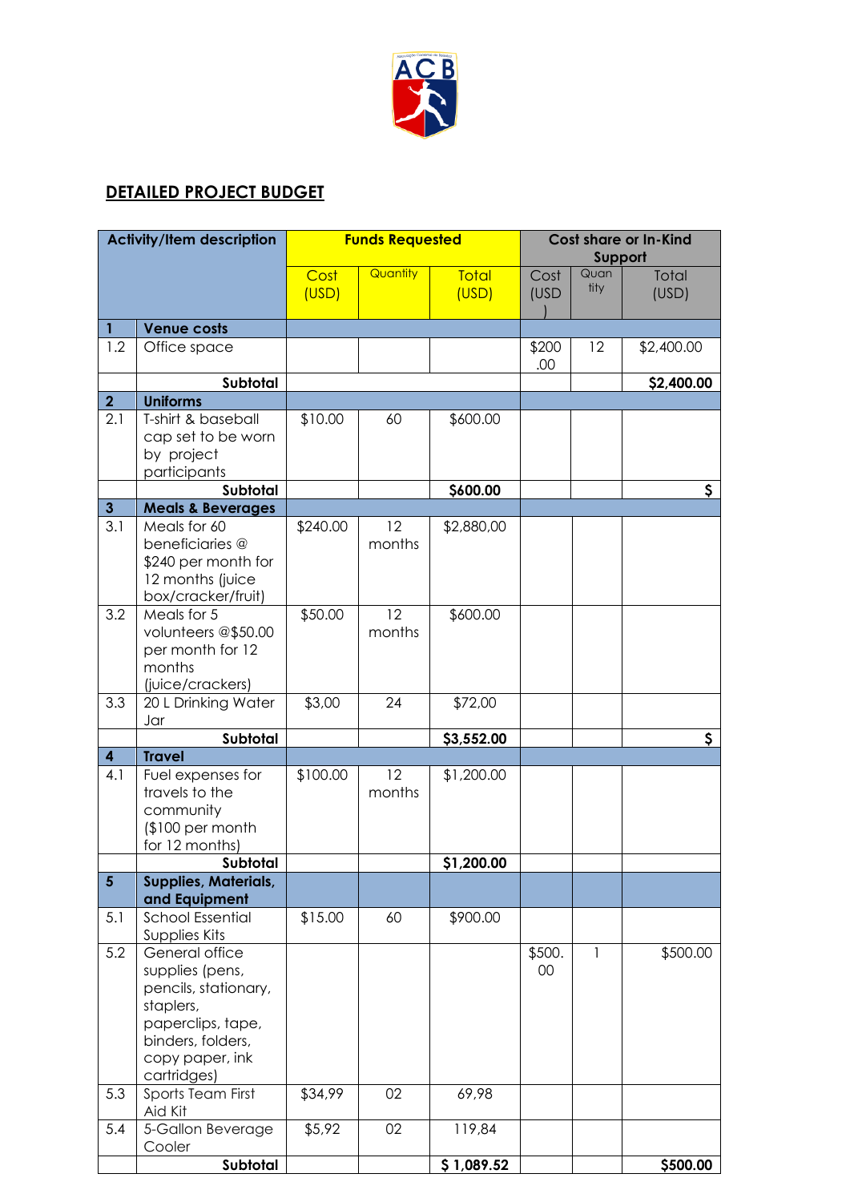## DETAILED PROJECT BUDGET

| Activity/Item description | | Funds Requested | | | Cost share or In-Kind Support | | |
|---|---|---|---|---|---|---|---|
| | | Cost (USD) | Quantity | Total (USD) | Cost (USD) | Quantity | Total (USD) |
| **1** | **Venue costs** | | | | | | |
| 1.2 | Office space | | | | $200.00 | 12 | $2,400.00 |
| | **Subtotal** | | | | | | **$2,400.00** |
| **2** | **Uniforms** | | | | | | |
| 2.1 | T-shirt & baseball cap set to be worn by project participants | $10.00 | 60 | $600.00 | | | |
| | **Subtotal** | | | **$600.00** | | | **$** |
| **3** | **Meals & Beverages** | | | | | | |
| 3.1 | Meals for 60 beneficiaries @ $240 per month for 12 months (juice box/cracker/fruit) | $240.00 | 12 months | $2,880,00 | | | |
| 3.2 | Meals for 5 volunteers @$50.00 per month for 12 months (juice/crackers) | $50.00 | 12 months | $600.00 | | | |
| 3.3 | 20 L Drinking Water Jar | $3,00 | 24 | $72,00 | | | |
| | **Subtotal** | | | **$3,552.00** | | | **$** |
| **4** | **Travel** | | | | | | |
| 4.1 | Fuel expenses for travels to the community ($100 per month for 12 months) | $100.00 | 12 months | $1,200.00 | | | |
| | **Subtotal** | | | **$1,200.00** | | | |
| **5** | **Supplies, Materials, and Equipment** | | | | | | |
| 5.1 | School Essential Supplies Kits | $15.00 | 60 | $900.00 | | | |
| 5.2 | General office supplies (pens, pencils, stationary, staplers, paperclips, tape, binders, folders, copy paper, ink cartridges) | | | | $500.00 | 1 | $500.00 |
| 5.3 | Sports Team First Aid Kit | $34,99 | 02 | 69,98 | | | |
| 5.4 | 5-Gallon Beverage Cooler | $5,92 | 02 | 119,84 | | | |
| | **Subtotal** | | | **$ 1,089.52** | | | **$500.00** |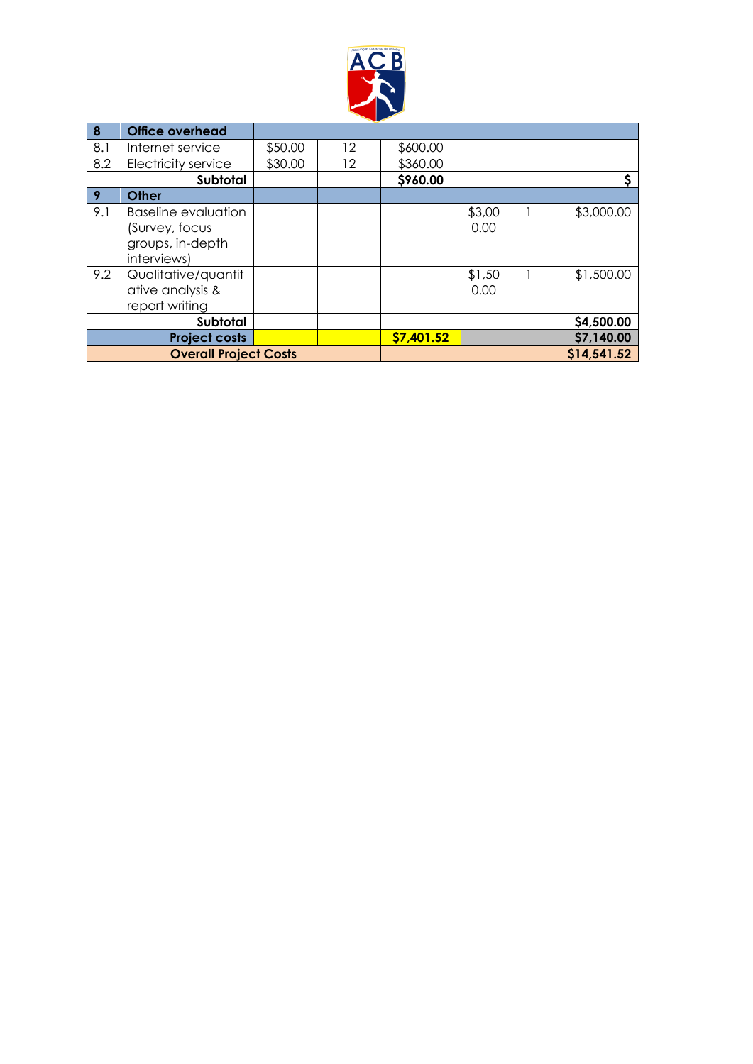| | | | | | | | |
|---|---|---|---|---|---|---|---|
| **8** | **Office overhead** | | | | | | |
| 8.1 | Internet service | $50.00 | 12 | $600.00 | | | |
| 8.2 | Electricity service | $30.00 | 12 | $360.00 | | | |
| | **Subtotal** | | | **$960.00** | | | **$** |
| **9** | **Other** | | | | | | |
| 9.1 | Baseline evaluation (Survey, focus groups, in-depth interviews) | | | | $3,000.00 | 1 | $3,000.00 |
| 9.2 | Qualitative/quantitative analysis & report writing | | | | $1,500.00 | 1 | $1,500.00 |
| | **Subtotal** | | | | | | **$4,500.00** |
| **Project costs** | | | | **$7,401.52** | | | **$7,140.00** |
| **Overall Project Costs** | | | | | | | **$14,541.52** |